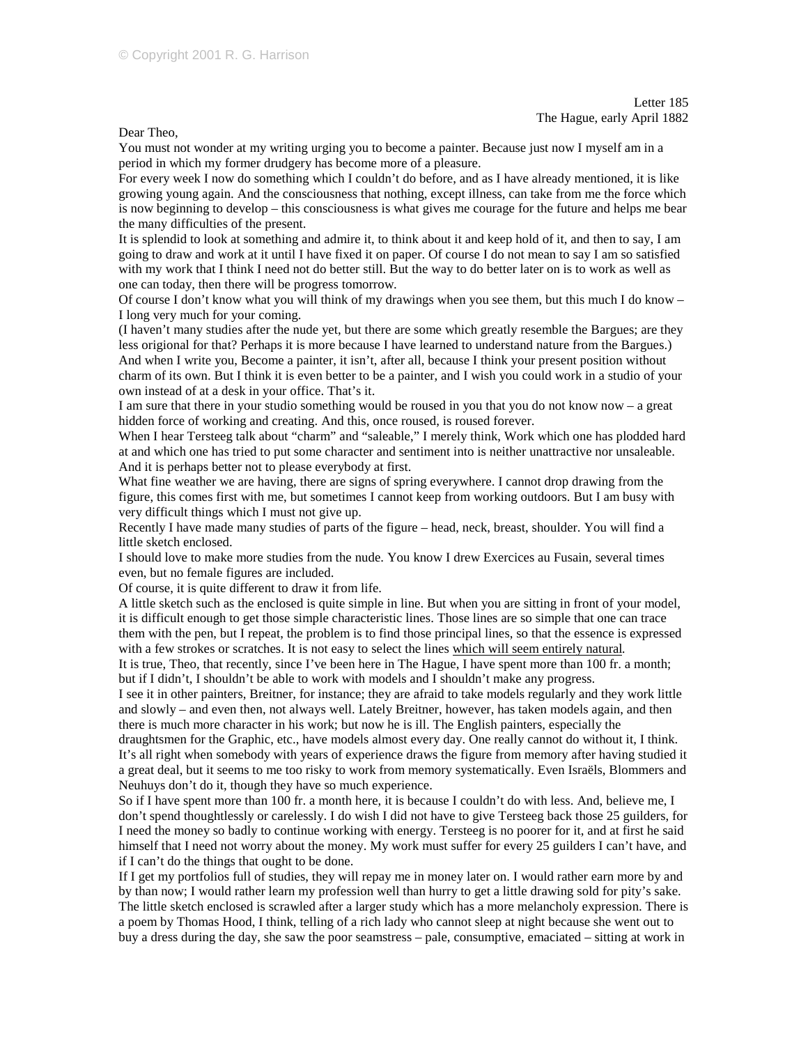Letter 185
The Hague, early April 1882

Dear Theo,

You must not wonder at my writing urging you to become a painter. Because just now I myself am in a period in which my former drudgery has become more of a pleasure.

For every week I now do something which I couldn't do before, and as I have already mentioned, it is like growing young again. And the consciousness that nothing, except illness, can take from me the force which is now beginning to develop – this consciousness is what gives me courage for the future and helps me bear the many difficulties of the present.

It is splendid to look at something and admire it, to think about it and keep hold of it, and then to say, I am going to draw and work at it until I have fixed it on paper. Of course I do not mean to say I am so satisfied with my work that I think I need not do better still. But the way to do better later on is to work as well as one can today, then there will be progress tomorrow.

Of course I don't know what you will think of my drawings when you see them, but this much I do know – I long very much for your coming.

(I haven't many studies after the nude yet, but there are some which greatly resemble the Bargues; are they less origional for that? Perhaps it is more because I have learned to understand nature from the Bargues.)

And when I write you, Become a painter, it isn't, after all, because I think your present position without charm of its own. But I think it is even better to be a painter, and I wish you could work in a studio of your own instead of at a desk in your office. That's it.

I am sure that there in your studio something would be roused in you that you do not know now – a great hidden force of working and creating. And this, once roused, is roused forever.

When I hear Tersteeg talk about "charm" and "saleable," I merely think, Work which one has plodded hard at and which one has tried to put some character and sentiment into is neither unattractive nor unsaleable. And it is perhaps better not to please everybody at first.

What fine weather we are having, there are signs of spring everywhere. I cannot drop drawing from the figure, this comes first with me, but sometimes I cannot keep from working outdoors. But I am busy with very difficult things which I must not give up.

Recently I have made many studies of parts of the figure – head, neck, breast, shoulder. You will find a little sketch enclosed.

I should love to make more studies from the nude. You know I drew Exercices au Fusain, several times even, but no female figures are included.

Of course, it is quite different to draw it from life.

A little sketch such as the enclosed is quite simple in line. But when you are sitting in front of your model, it is difficult enough to get those simple characteristic lines. Those lines are so simple that one can trace them with the pen, but I repeat, the problem is to find those principal lines, so that the essence is expressed with a few strokes or scratches. It is not easy to select the lines <u>which will seem entirely natural</u>.

It is true, Theo, that recently, since I've been here in The Hague, I have spent more than 100 fr. a month; but if I didn't, I shouldn't be able to work with models and I shouldn't make any progress.

I see it in other painters, Breitner, for instance; they are afraid to take models regularly and they work little and slowly – and even then, not always well. Lately Breitner, however, has taken models again, and then there is much more character in his work; but now he is ill. The English painters, especially the draughtsmen for the Graphic, etc., have models almost every day. One really cannot do without it, I think. It's all right when somebody with years of experience draws the figure from memory after having studied it a great deal, but it seems to me too risky to work from memory systematically. Even Israëls, Blommers and Neuhuys don't do it, though they have so much experience.

So if I have spent more than 100 fr. a month here, it is because I couldn't do with less. And, believe me, I don't spend thoughtlessly or carelessly. I do wish I did not have to give Tersteeg back those 25 guilders, for I need the money so badly to continue working with energy. Tersteeg is no poorer for it, and at first he said himself that I need not worry about the money. My work must suffer for every 25 guilders I can't have, and if I can't do the things that ought to be done.

If I get my portfolios full of studies, they will repay me in money later on. I would rather earn more by and by than now; I would rather learn my profession well than hurry to get a little drawing sold for pity's sake.

The little sketch enclosed is scrawled after a larger study which has a more melancholy expression. There is a poem by Thomas Hood, I think, telling of a rich lady who cannot sleep at night because she went out to buy a dress during the day, she saw the poor seamstress – pale, consumptive, emaciated – sitting at work in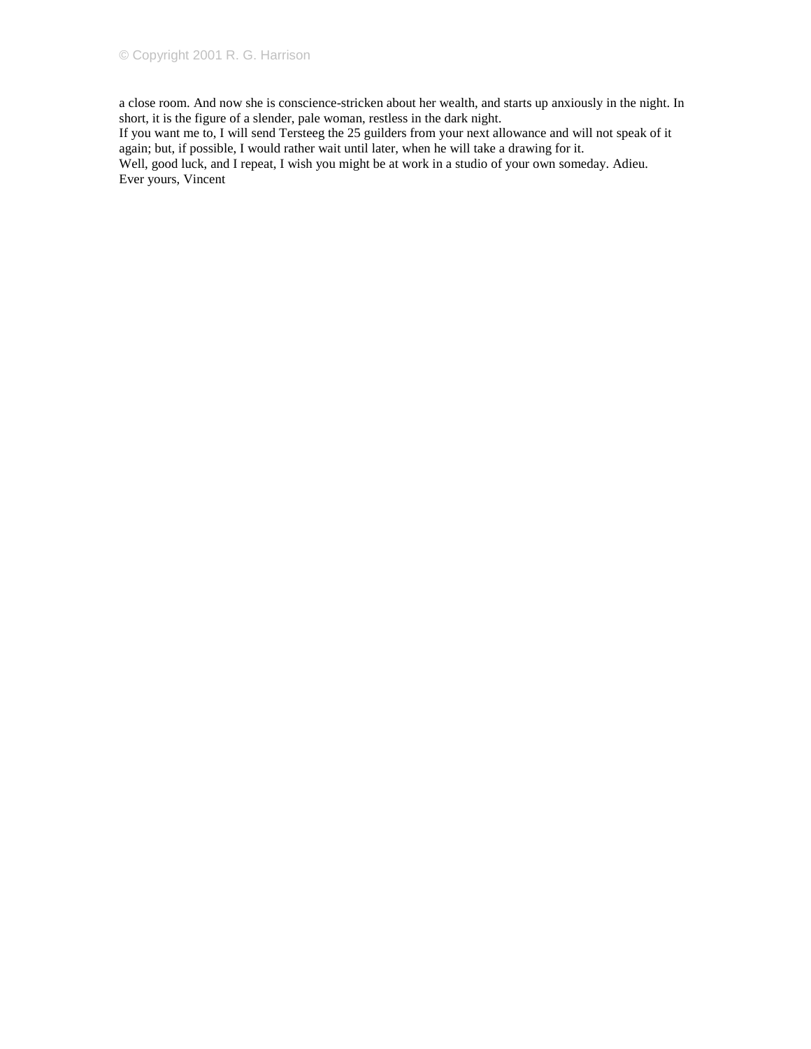a close room. And now she is conscience-stricken about her wealth, and starts up anxiously in the night. In short, it is the figure of a slender, pale woman, restless in the dark night.

If you want me to, I will send Tersteeg the 25 guilders from your next allowance and will not speak of it again; but, if possible, I would rather wait until later, when he will take a drawing for it.

Well, good luck, and I repeat, I wish you might be at work in a studio of your own someday. Adieu.

Ever yours, Vincent